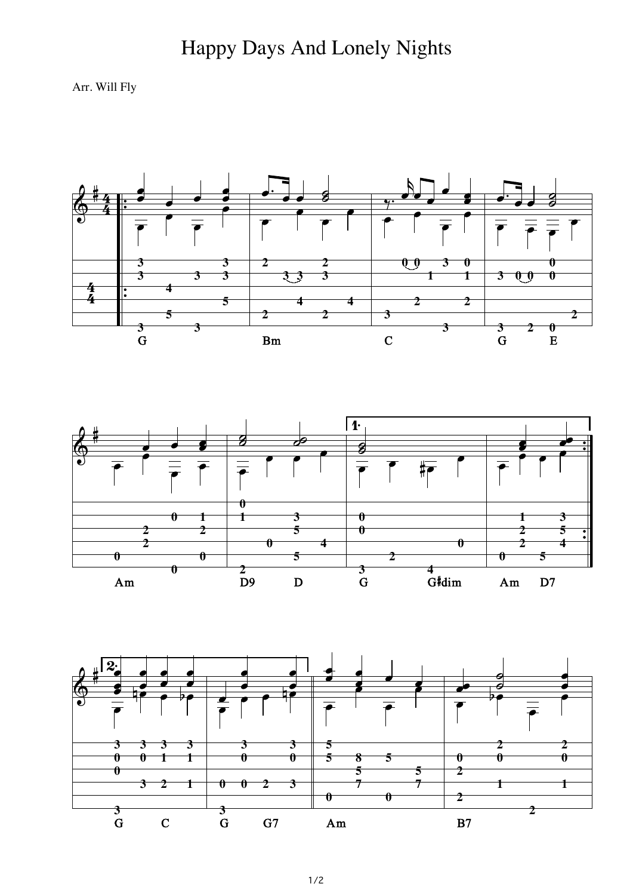# Happy Days And Lonely Nights

Arr. Will Fly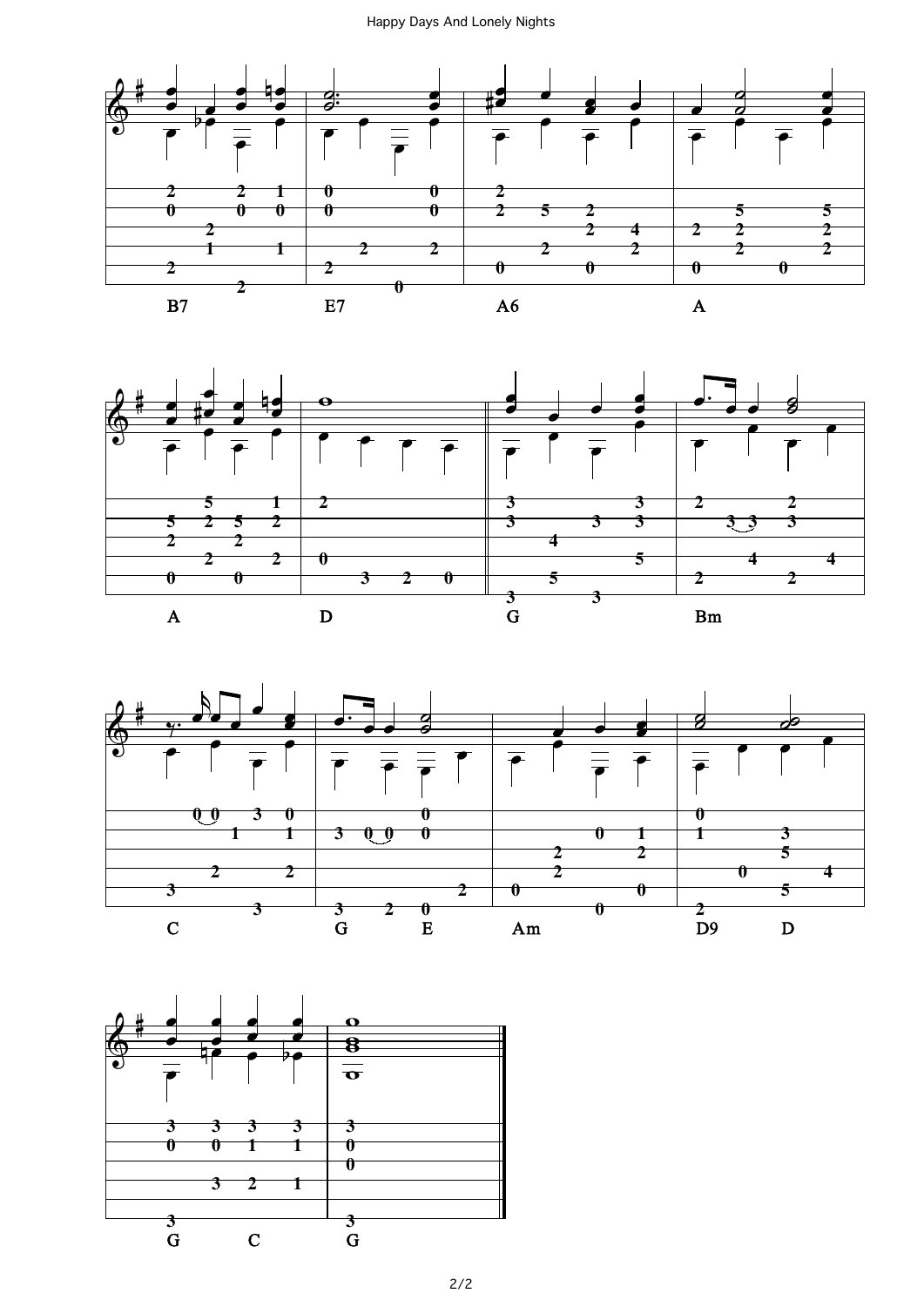B7 E7 A6 A

A D G Bm

C G E Am D9 D

G C G